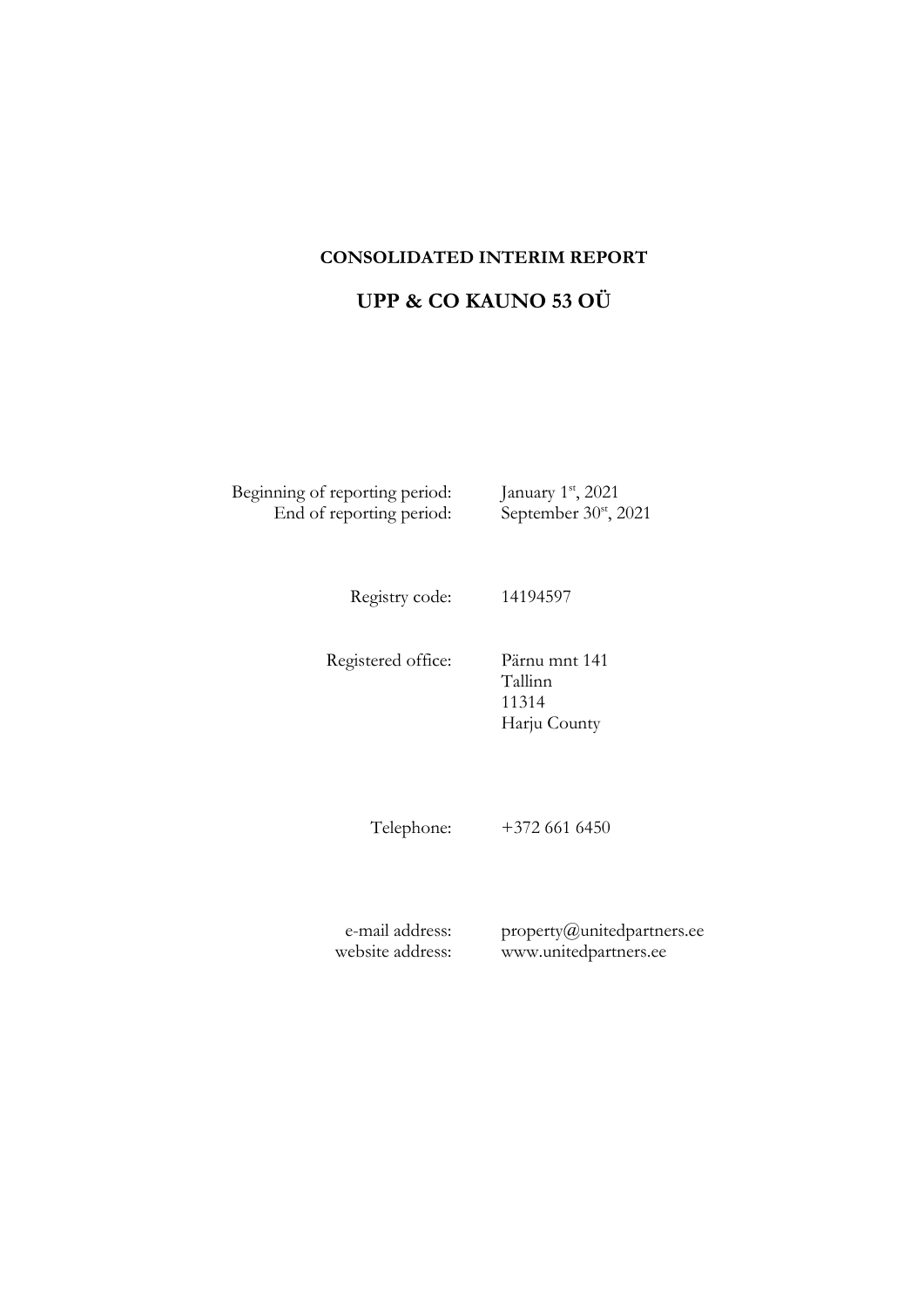**CONSOLIDATED INTERIM REPORT**

# UPP & CO KAUNO 53 OÜ

| | |
|---|---|
| Beginning of reporting period: | January 1st, 2021 |
| End of reporting period: | September 30st, 2021 |
| Registry code: | 14194597 |
| Registered office: | Pärnu mnt 141<br>Tallinn<br>11314<br>Harju County |
| Telephone: | +372 661 6450 |
| e-mail address: | property@unitedpartners.ee |
| website address: | www.unitedpartners.ee |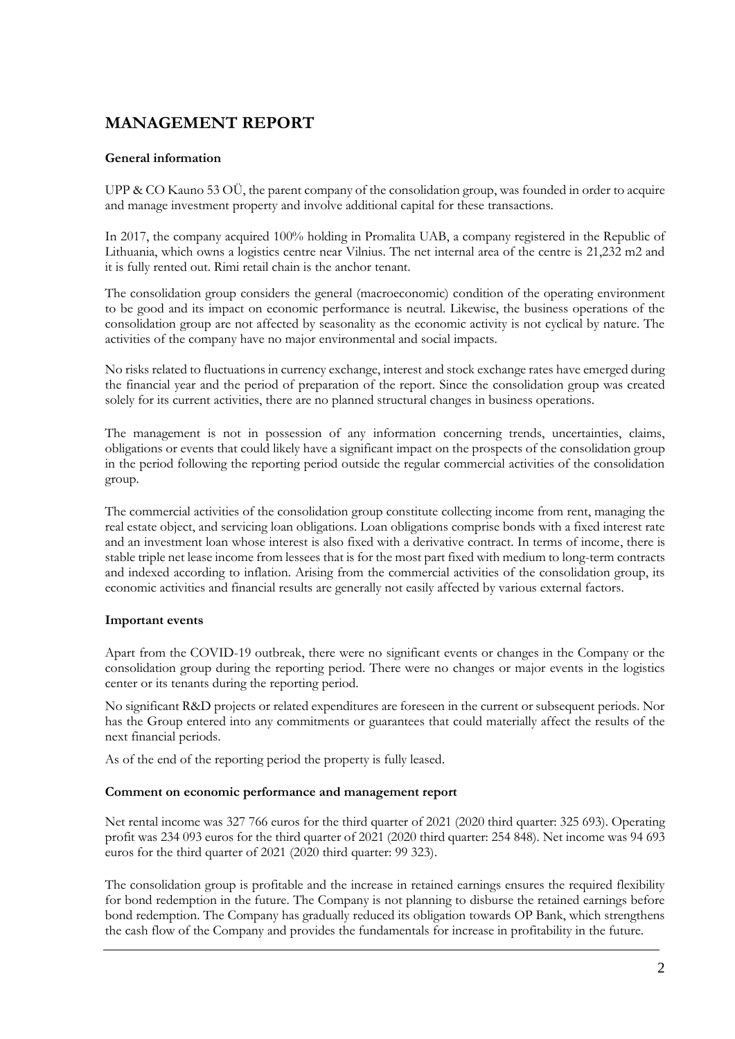# MANAGEMENT REPORT

**General information**

UPP & CO Kauno 53 OÜ, the parent company of the consolidation group, was founded in order to acquire and manage investment property and involve additional capital for these transactions.

In 2017, the company acquired 100% holding in Promalita UAB, a company registered in the Republic of Lithuania, which owns a logistics centre near Vilnius. The net internal area of the centre is 21,232 m2 and it is fully rented out. Rimi retail chain is the anchor tenant.

The consolidation group considers the general (macroeconomic) condition of the operating environment to be good and its impact on economic performance is neutral. Likewise, the business operations of the consolidation group are not affected by seasonality as the economic activity is not cyclical by nature. The activities of the company have no major environmental and social impacts.

No risks related to fluctuations in currency exchange, interest and stock exchange rates have emerged during the financial year and the period of preparation of the report. Since the consolidation group was created solely for its current activities, there are no planned structural changes in business operations.

The management is not in possession of any information concerning trends, uncertainties, claims, obligations or events that could likely have a significant impact on the prospects of the consolidation group in the period following the reporting period outside the regular commercial activities of the consolidation group.

The commercial activities of the consolidation group constitute collecting income from rent, managing the real estate object, and servicing loan obligations. Loan obligations comprise bonds with a fixed interest rate and an investment loan whose interest is also fixed with a derivative contract. In terms of income, there is stable triple net lease income from lessees that is for the most part fixed with medium to long-term contracts and indexed according to inflation. Arising from the commercial activities of the consolidation group, its economic activities and financial results are generally not easily affected by various external factors.

**Important events**

Apart from the COVID-19 outbreak, there were no significant events or changes in the Company or the consolidation group during the reporting period. There were no changes or major events in the logistics center or its tenants during the reporting period.

No significant R&D projects or related expenditures are foreseen in the current or subsequent periods. Nor has the Group entered into any commitments or guarantees that could materially affect the results of the next financial periods.

As of the end of the reporting period the property is fully leased.

**Comment on economic performance and management report**

Net rental income was 327 766 euros for the third quarter of 2021 (2020 third quarter: 325 693). Operating profit was 234 093 euros for the third quarter of 2021 (2020 third quarter: 254 848). Net income was 94 693 euros for the third quarter of 2021 (2020 third quarter: 99 323).

The consolidation group is profitable and the increase in retained earnings ensures the required flexibility for bond redemption in the future. The Company is not planning to disburse the retained earnings before bond redemption. The Company has gradually reduced its obligation towards OP Bank, which strengthens the cash flow of the Company and provides the fundamentals for increase in profitability in the future.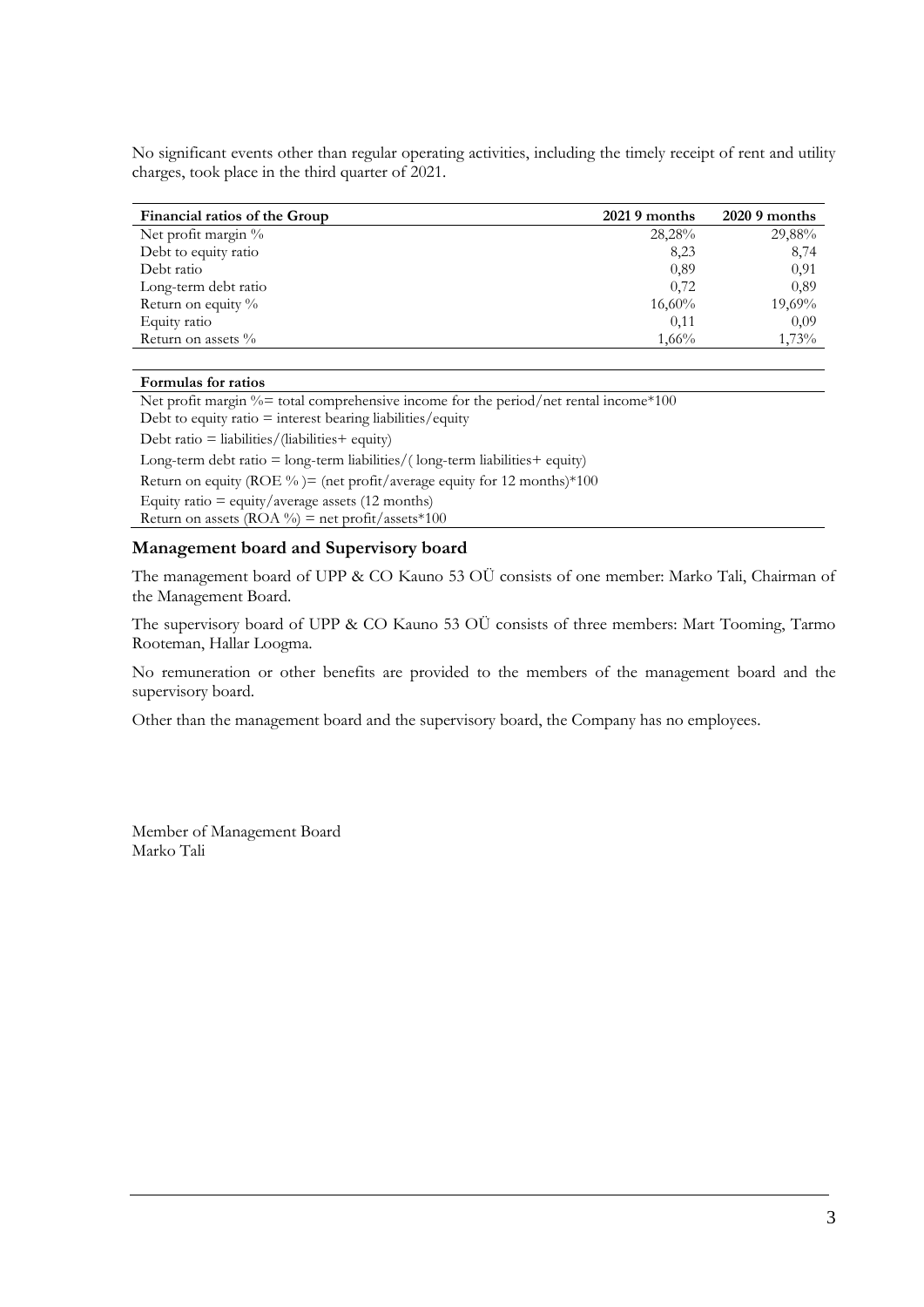No significant events other than regular operating activities, including the timely receipt of rent and utility charges, took place in the third quarter of 2021.

| Financial ratios of the Group | 2021 9 months | 2020 9 months |
|---|---|---|
| Net profit margin % | 28,28% | 29,88% |
| Debt to equity ratio | 8,23 | 8,74 |
| Debt ratio | 0,89 | 0,91 |
| Long-term debt ratio | 0,72 | 0,89 |
| Return on equity % | 16,60% | 19,69% |
| Equity ratio | 0,11 | 0,09 |
| Return on assets % | 1,66% | 1,73% |

| Formulas for ratios |
|---|
| Net profit margin %= total comprehensive income for the period/net rental income*100 |
| Debt to equity ratio = interest bearing liabilities/equity |
| Debt ratio = liabilities/(liabilities+ equity) |
| Long-term debt ratio = long-term liabilities/( long-term liabilities+ equity) |
| Return on equity (ROE % )= (net profit/average equity for 12 months)*100 |
| Equity ratio = equity/average assets (12 months) |
| Return on assets (ROA %) = net profit/assets*100 |

## Management board and Supervisory board

The management board of UPP & CO Kauno 53 OÜ consists of one member: Marko Tali, Chairman of the Management Board.

The supervisory board of UPP & CO Kauno 53 OÜ consists of three members: Mart Tooming, Tarmo Rooteman, Hallar Loogma.

No remuneration or other benefits are provided to the members of the management board and the supervisory board.

Other than the management board and the supervisory board, the Company has no employees.

Member of Management Board
Marko Tali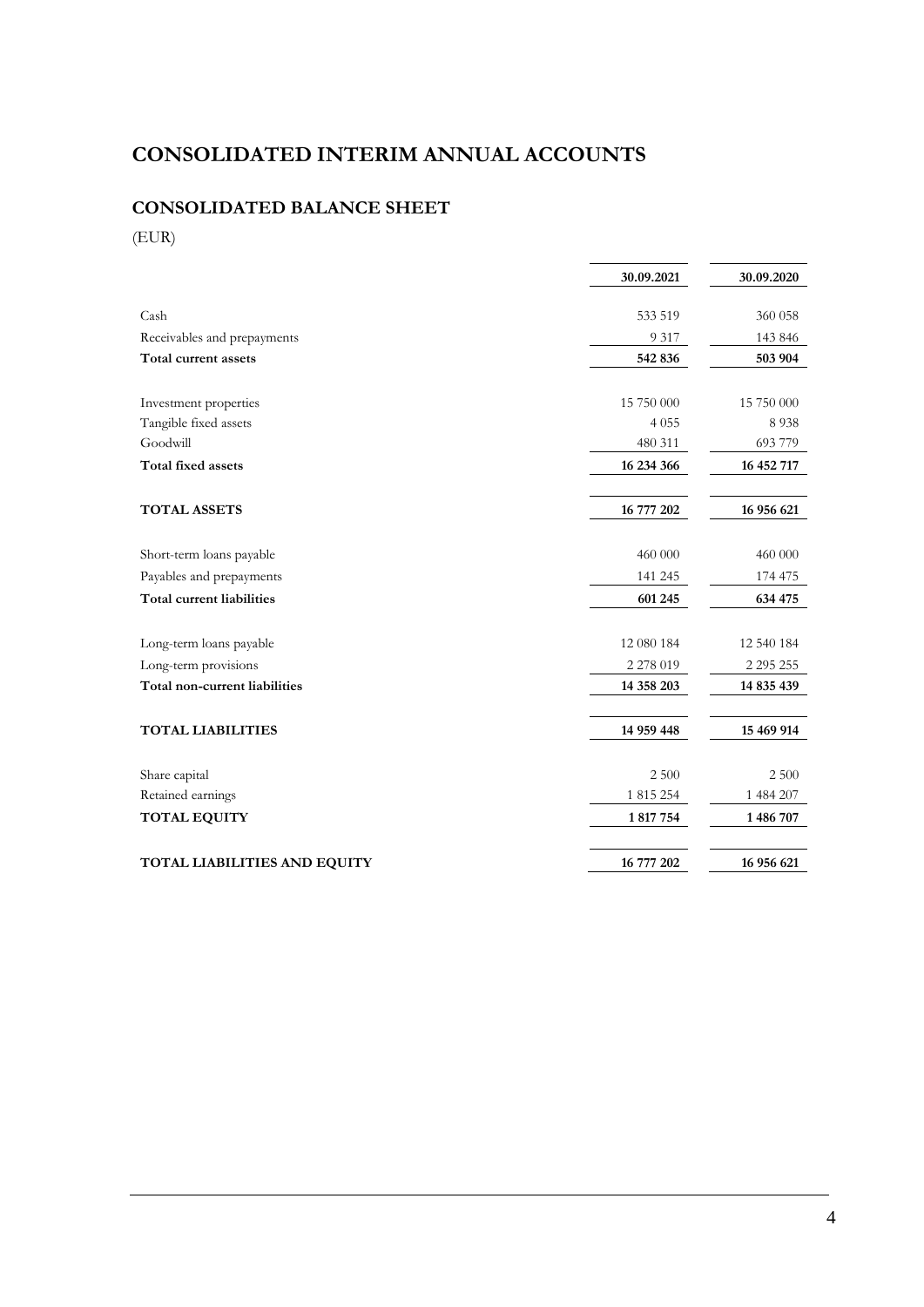# CONSOLIDATED INTERIM ANNUAL ACCOUNTS

## CONSOLIDATED BALANCE SHEET

(EUR)

| | 30.09.2021 | 30.09.2020 |
|---|---|---|
| Cash | 533 519 | 360 058 |
| Receivables and prepayments | 9 317 | 143 846 |
| **Total current assets** | **542 836** | **503 904** |
| Investment properties | 15 750 000 | 15 750 000 |
| Tangible fixed assets | 4 055 | 8 938 |
| Goodwill | 480 311 | 693 779 |
| **Total fixed assets** | **16 234 366** | **16 452 717** |
| **TOTAL ASSETS** | **16 777 202** | **16 956 621** |
| Short-term loans payable | 460 000 | 460 000 |
| Payables and prepayments | 141 245 | 174 475 |
| **Total current liabilities** | **601 245** | **634 475** |
| Long-term loans payable | 12 080 184 | 12 540 184 |
| Long-term provisions | 2 278 019 | 2 295 255 |
| **Total non-current liabilities** | **14 358 203** | **14 835 439** |
| **TOTAL LIABILITIES** | **14 959 448** | **15 469 914** |
| Share capital | 2 500 | 2 500 |
| Retained earnings | 1 815 254 | 1 484 207 |
| **TOTAL EQUITY** | **1 817 754** | **1 486 707** |
| **TOTAL LIABILITIES AND EQUITY** | **16 777 202** | **16 956 621** |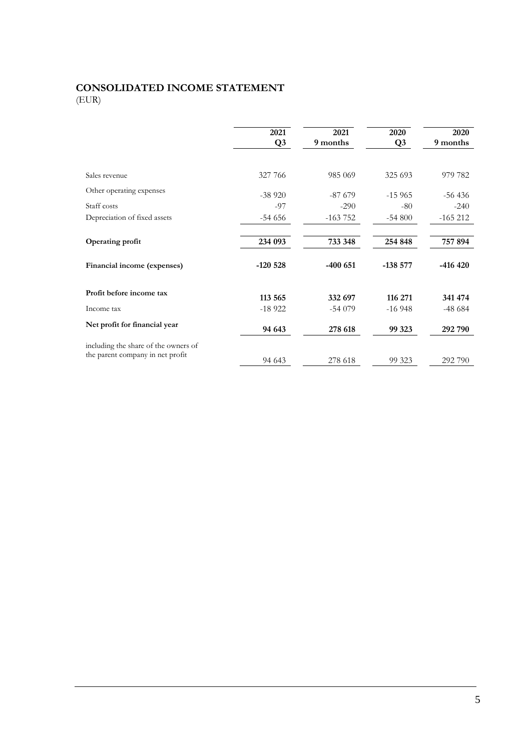## CONSOLIDATED INCOME STATEMENT

(EUR)

| | 2021 Q3 | 2021 9 months | 2020 Q3 | 2020 9 months |
|---|---|---|---|---|
| Sales revenue | 327 766 | 985 069 | 325 693 | 979 782 |
| Other operating expenses | -38 920 | -87 679 | -15 965 | -56 436 |
| Staff costs | -97 | -290 | -80 | -240 |
| Depreciation of fixed assets | -54 656 | -163 752 | -54 800 | -165 212 |
| **Operating profit** | **234 093** | **733 348** | **254 848** | **757 894** |
| **Financial income (expenses)** | **-120 528** | **-400 651** | **-138 577** | **-416 420** |
| **Profit before income tax** | **113 565** | **332 697** | **116 271** | **341 474** |
| Income tax | -18 922 | -54 079 | -16 948 | -48 684 |
| **Net profit for financial year** | **94 643** | **278 618** | **99 323** | **292 790** |
| including the share of the owners of the parent company in net profit | 94 643 | 278 618 | 99 323 | 292 790 |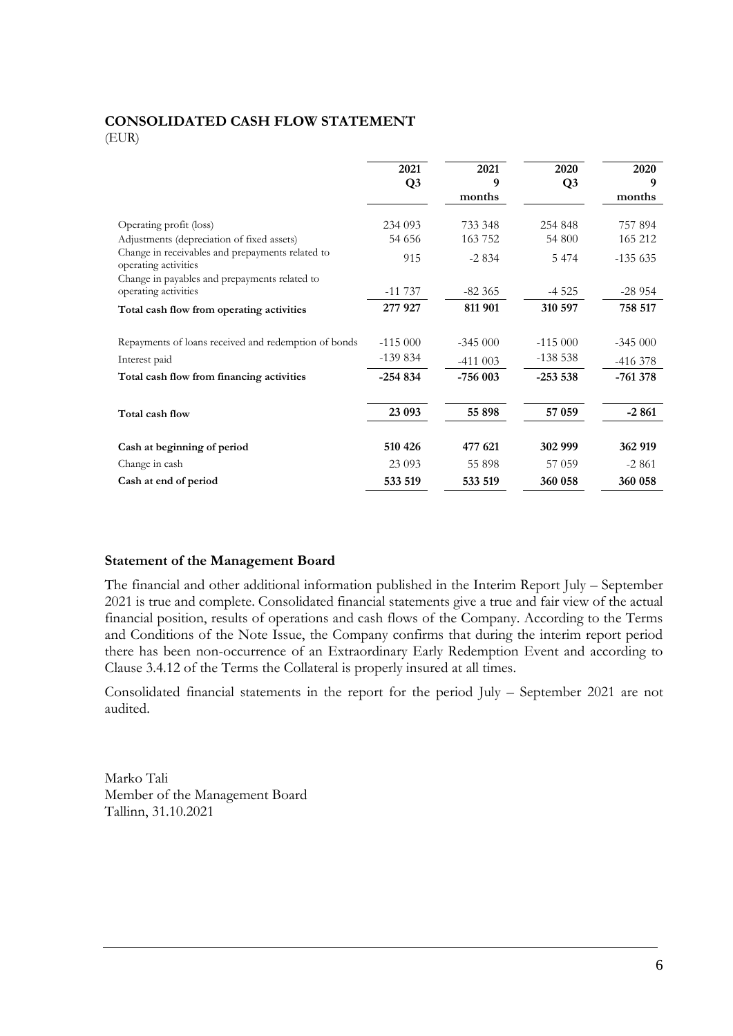## CONSOLIDATED CASH FLOW STATEMENT

(EUR)

| | 2021 Q3 | 2021 9 months | 2020 Q3 | 2020 9 months |
|---|---|---|---|---|
| Operating profit (loss) | 234 093 | 733 348 | 254 848 | 757 894 |
| Adjustments (depreciation of fixed assets) | 54 656 | 163 752 | 54 800 | 165 212 |
| Change in receivables and prepayments related to operating activities | 915 | -2 834 | 5 474 | -135 635 |
| Change in payables and prepayments related to operating activities | -11 737 | -82 365 | -4 525 | -28 954 |
| **Total cash flow from operating activities** | **277 927** | **811 901** | **310 597** | **758 517** |
| Repayments of loans received and redemption of bonds | -115 000 | -345 000 | -115 000 | -345 000 |
| Interest paid | -139 834 | -411 003 | -138 538 | -416 378 |
| **Total cash flow from financing activities** | **-254 834** | **-756 003** | **-253 538** | **-761 378** |
| **Total cash flow** | **23 093** | **55 898** | **57 059** | **-2 861** |
| **Cash at beginning of period** | **510 426** | **477 621** | **302 999** | **362 919** |
| Change in cash | 23 093 | 55 898 | 57 059 | -2 861 |
| **Cash at end of period** | **533 519** | **533 519** | **360 058** | **360 058** |

### Statement of the Management Board

The financial and other additional information published in the Interim Report July – September 2021 is true and complete. Consolidated financial statements give a true and fair view of the actual financial position, results of operations and cash flows of the Company. According to the Terms and Conditions of the Note Issue, the Company confirms that during the interim report period there has been non-occurrence of an Extraordinary Early Redemption Event and according to Clause 3.4.12 of the Terms the Collateral is properly insured at all times.

Consolidated financial statements in the report for the period July – September 2021 are not audited.

Marko Tali
Member of the Management Board
Tallinn, 31.10.2021